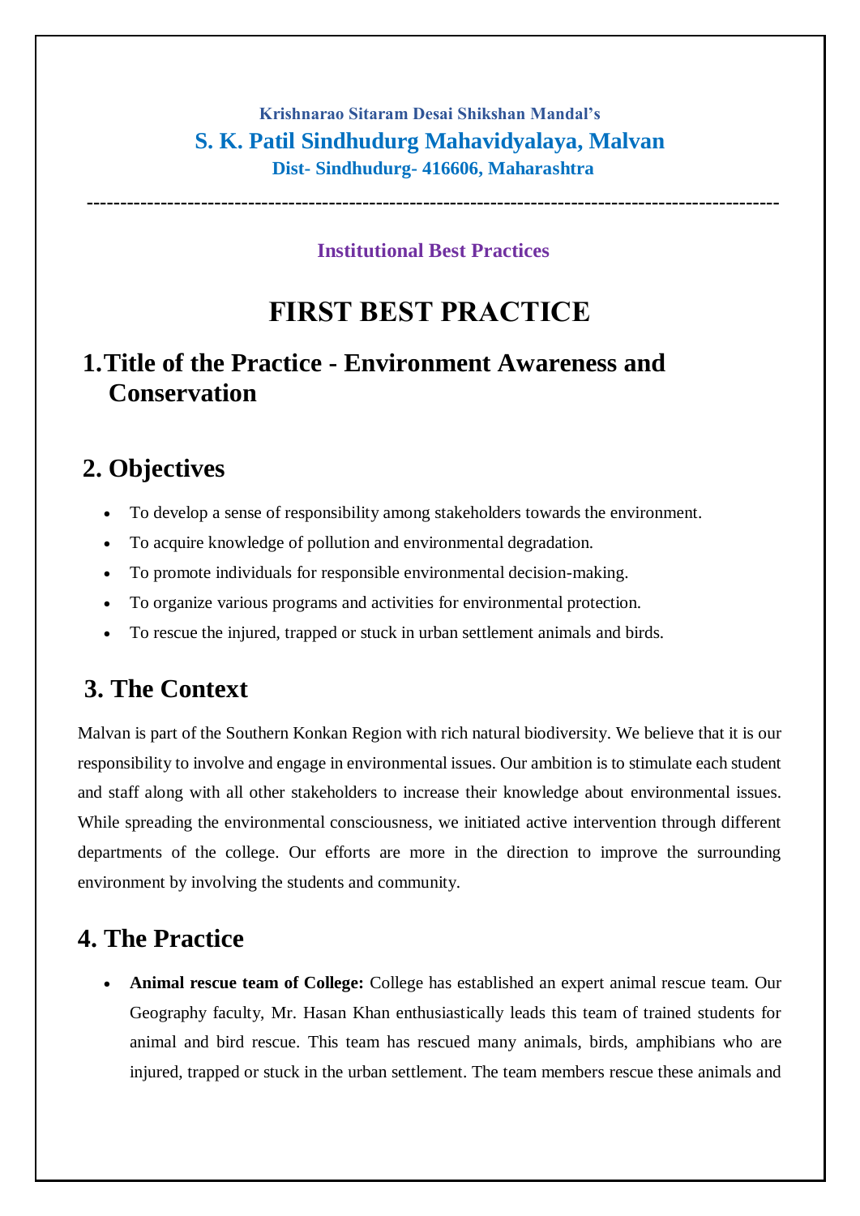**Krishnarao Sitaram Desai Shikshan Mandal's**

**S. K. Patil Sindhudurg Mahavidyalaya, Malvan**

**Dist- Sindhudurg- 416606, Maharashtra**

---

**Institutional Best Practices**

# FIRST BEST PRACTICE

## 1. Title of the Practice - Environment Awareness and Conservation

## 2. Objectives

- To develop a sense of responsibility among stakeholders towards the environment.
- To acquire knowledge of pollution and environmental degradation.
- To promote individuals for responsible environmental decision-making.
- To organize various programs and activities for environmental protection.
- To rescue the injured, trapped or stuck in urban settlement animals and birds.

## 3. The Context

Malvan is part of the Southern Konkan Region with rich natural biodiversity. We believe that it is our responsibility to involve and engage in environmental issues. Our ambition is to stimulate each student and staff along with all other stakeholders to increase their knowledge about environmental issues. While spreading the environmental consciousness, we initiated active intervention through different departments of the college. Our efforts are more in the direction to improve the surrounding environment by involving the students and community.

## 4. The Practice

- **Animal rescue team of College:** College has established an expert animal rescue team. Our Geography faculty, Mr. Hasan Khan enthusiastically leads this team of trained students for animal and bird rescue. This team has rescued many animals, birds, amphibians who are injured, trapped or stuck in the urban settlement. The team members rescue these animals and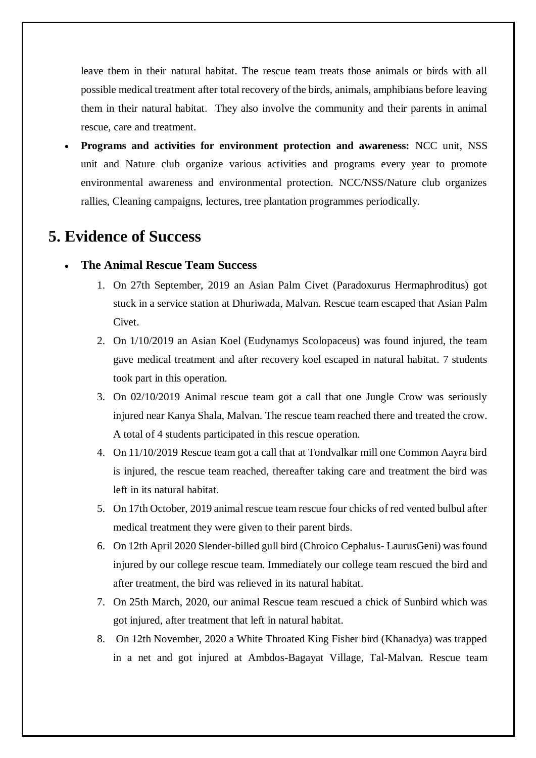leave them in their natural habitat. The rescue team treats those animals or birds with all possible medical treatment after total recovery of the birds, animals, amphibians before leaving them in their natural habitat. They also involve the community and their parents in animal rescue, care and treatment.

- **Programs and activities for environment protection and awareness:** NCC unit, NSS unit and Nature club organize various activities and programs every year to promote environmental awareness and environmental protection. NCC/NSS/Nature club organizes rallies, Cleaning campaigns, lectures, tree plantation programmes periodically.

## 5. Evidence of Success

- **The Animal Rescue Team Success**
  1. On 27th September, 2019 an Asian Palm Civet (Paradoxurus Hermaphroditus) got stuck in a service station at Dhuriwada, Malvan. Rescue team escaped that Asian Palm Civet.
  2. On 1/10/2019 an Asian Koel (Eudynamys Scolopaceus) was found injured, the team gave medical treatment and after recovery koel escaped in natural habitat. 7 students took part in this operation.
  3. On 02/10/2019 Animal rescue team got a call that one Jungle Crow was seriously injured near Kanya Shala, Malvan. The rescue team reached there and treated the crow. A total of 4 students participated in this rescue operation.
  4. On 11/10/2019 Rescue team got a call that at Tondvalkar mill one Common Aayra bird is injured, the rescue team reached, thereafter taking care and treatment the bird was left in its natural habitat.
  5. On 17th October, 2019 animal rescue team rescue four chicks of red vented bulbul after medical treatment they were given to their parent birds.
  6. On 12th April 2020 Slender-billed gull bird (Chroico Cephalus- LaurusGeni) was found injured by our college rescue team. Immediately our college team rescued the bird and after treatment, the bird was relieved in its natural habitat.
  7. On 25th March, 2020, our animal Rescue team rescued a chick of Sunbird which was got injured, after treatment that left in natural habitat.
  8. On 12th November, 2020 a White Throated King Fisher bird (Khanadya) was trapped in a net and got injured at Ambdos-Bagayat Village, Tal-Malvan. Rescue team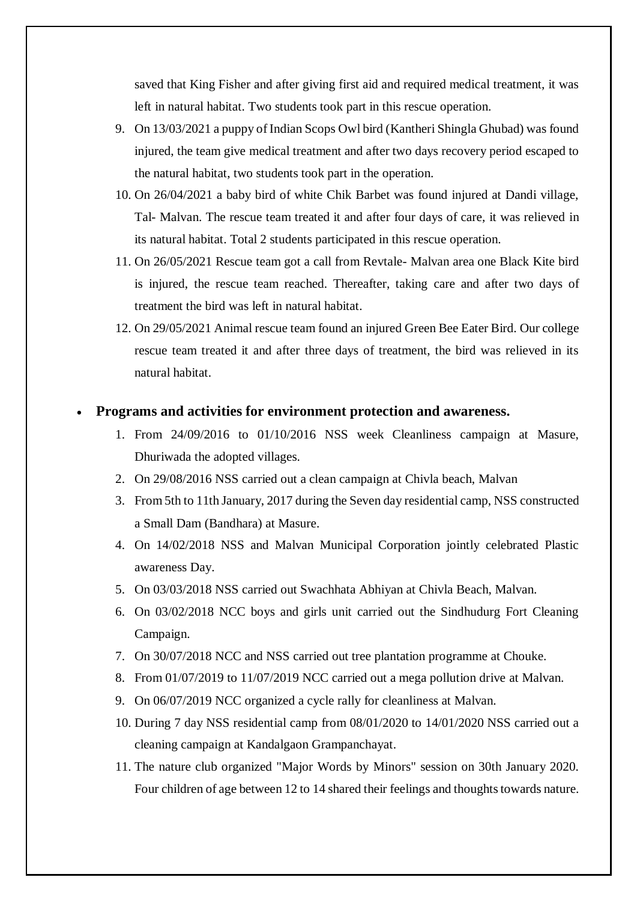saved that King Fisher and after giving first aid and required medical treatment, it was left in natural habitat. Two students took part in this rescue operation.

9. On 13/03/2021 a puppy of Indian Scops Owl bird (Kantheri Shingla Ghubad) was found injured, the team give medical treatment and after two days recovery period escaped to the natural habitat, two students took part in the operation.
10. On 26/04/2021 a baby bird of white Chik Barbet was found injured at Dandi village, Tal- Malvan. The rescue team treated it and after four days of care, it was relieved in its natural habitat. Total 2 students participated in this rescue operation.
11. On 26/05/2021 Rescue team got a call from Revtale- Malvan area one Black Kite bird is injured, the rescue team reached. Thereafter, taking care and after two days of treatment the bird was left in natural habitat.
12. On 29/05/2021 Animal rescue team found an injured Green Bee Eater Bird. Our college rescue team treated it and after three days of treatment, the bird was relieved in its natural habitat.

- **Programs and activities for environment protection and awareness.**
  1. From 24/09/2016 to 01/10/2016 NSS week Cleanliness campaign at Masure, Dhuriwada the adopted villages.
  2. On 29/08/2016 NSS carried out a clean campaign at Chivla beach, Malvan
  3. From 5th to 11th January, 2017 during the Seven day residential camp, NSS constructed a Small Dam (Bandhara) at Masure.
  4. On 14/02/2018 NSS and Malvan Municipal Corporation jointly celebrated Plastic awareness Day.
  5. On 03/03/2018 NSS carried out Swachhata Abhiyan at Chivla Beach, Malvan.
  6. On 03/02/2018 NCC boys and girls unit carried out the Sindhudurg Fort Cleaning Campaign.
  7. On 30/07/2018 NCC and NSS carried out tree plantation programme at Chouke.
  8. From 01/07/2019 to 11/07/2019 NCC carried out a mega pollution drive at Malvan.
  9. On 06/07/2019 NCC organized a cycle rally for cleanliness at Malvan.
  10. During 7 day NSS residential camp from 08/01/2020 to 14/01/2020 NSS carried out a cleaning campaign at Kandalgaon Grampanchayat.
  11. The nature club organized "Major Words by Minors" session on 30th January 2020. Four children of age between 12 to 14 shared their feelings and thoughts towards nature.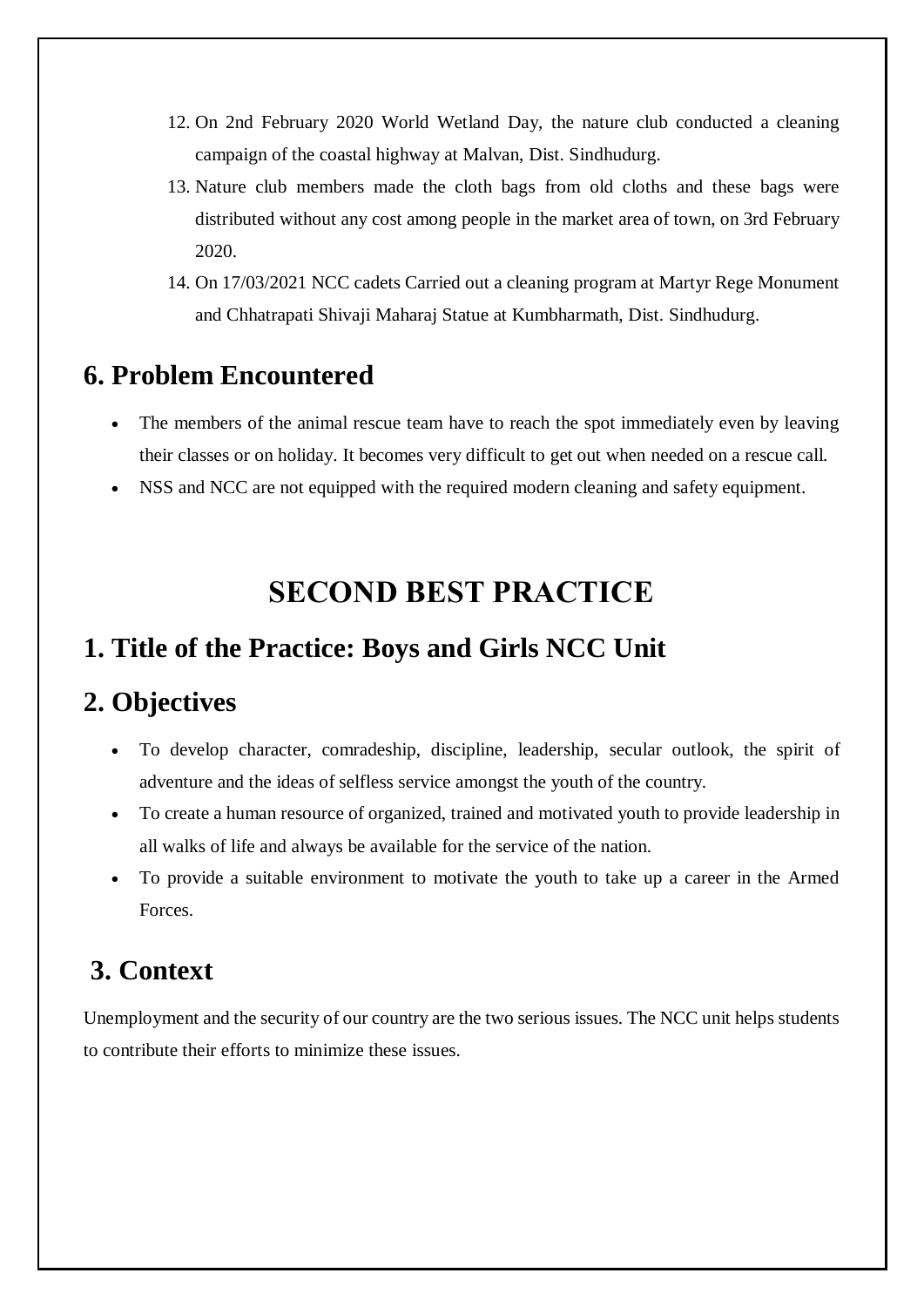12. On 2nd February 2020 World Wetland Day, the nature club conducted a cleaning campaign of the coastal highway at Malvan, Dist. Sindhudurg.
13. Nature club members made the cloth bags from old cloths and these bags were distributed without any cost among people in the market area of town, on 3rd February 2020.
14. On 17/03/2021 NCC cadets Carried out a cleaning program at Martyr Rege Monument and Chhatrapati Shivaji Maharaj Statue at Kumbharmath, Dist. Sindhudurg.

## 6. Problem Encountered

- The members of the animal rescue team have to reach the spot immediately even by leaving their classes or on holiday. It becomes very difficult to get out when needed on a rescue call.
- NSS and NCC are not equipped with the required modern cleaning and safety equipment.

# SECOND BEST PRACTICE

## 1. Title of the Practice: Boys and Girls NCC Unit

## 2. Objectives

- To develop character, comradeship, discipline, leadership, secular outlook, the spirit of adventure and the ideas of selfless service amongst the youth of the country.
- To create a human resource of organized, trained and motivated youth to provide leadership in all walks of life and always be available for the service of the nation.
- To provide a suitable environment to motivate the youth to take up a career in the Armed Forces.

## 3. Context

Unemployment and the security of our country are the two serious issues. The NCC unit helps students to contribute their efforts to minimize these issues.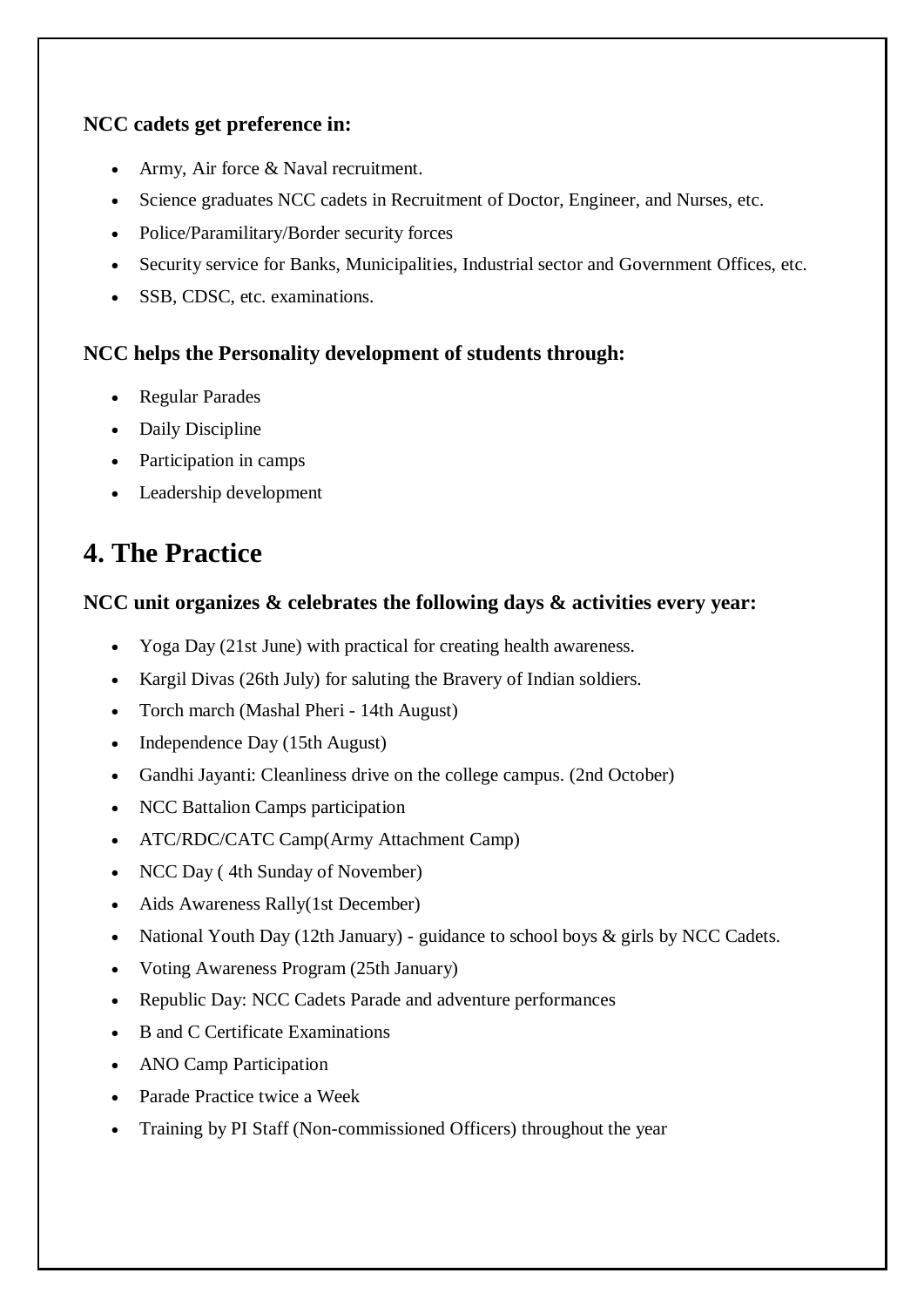**NCC cadets get preference in:**

- Army, Air force & Naval recruitment.
- Science graduates NCC cadets in Recruitment of Doctor, Engineer, and Nurses, etc.
- Police/Paramilitary/Border security forces
- Security service for Banks, Municipalities, Industrial sector and Government Offices, etc.
- SSB, CDSC, etc. examinations.

**NCC helps the Personality development of students through:**

- Regular Parades
- Daily Discipline
- Participation in camps
- Leadership development

## 4. The Practice

**NCC unit organizes & celebrates the following days & activities every year:**

- Yoga Day (21st June) with practical for creating health awareness.
- Kargil Divas (26th July) for saluting the Bravery of Indian soldiers.
- Torch march (Mashal Pheri - 14th August)
- Independence Day (15th August)
- Gandhi Jayanti: Cleanliness drive on the college campus. (2nd October)
- NCC Battalion Camps participation
- ATC/RDC/CATC Camp(Army Attachment Camp)
- NCC Day ( 4th Sunday of November)
- Aids Awareness Rally(1st December)
- National Youth Day (12th January) - guidance to school boys & girls by NCC Cadets.
- Voting Awareness Program (25th January)
- Republic Day: NCC Cadets Parade and adventure performances
- B and C Certificate Examinations
- ANO Camp Participation
- Parade Practice twice a Week
- Training by PI Staff (Non-commissioned Officers) throughout the year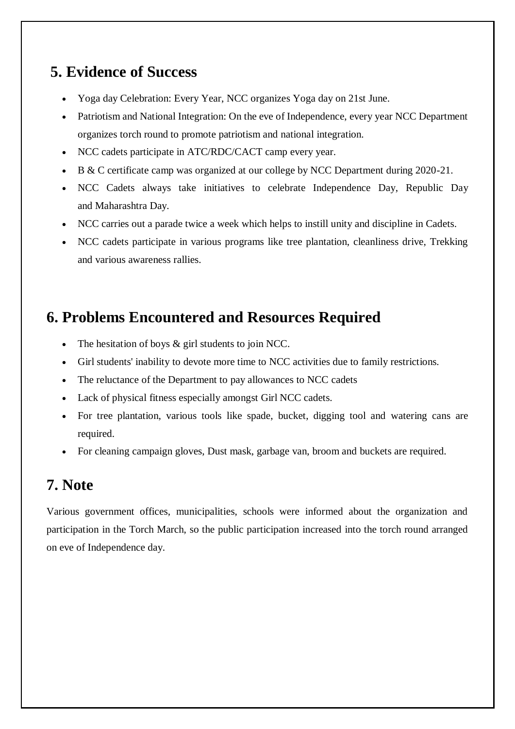## 5. Evidence of Success

- Yoga day Celebration: Every Year, NCC organizes Yoga day on 21st June.
- Patriotism and National Integration: On the eve of Independence, every year NCC Department organizes torch round to promote patriotism and national integration.
- NCC cadets participate in ATC/RDC/CACT camp every year.
- B & C certificate camp was organized at our college by NCC Department during 2020-21.
- NCC Cadets always take initiatives to celebrate Independence Day, Republic Day and Maharashtra Day.
- NCC carries out a parade twice a week which helps to instill unity and discipline in Cadets.
- NCC cadets participate in various programs like tree plantation, cleanliness drive, Trekking and various awareness rallies.

## 6. Problems Encountered and Resources Required

- The hesitation of boys & girl students to join NCC.
- Girl students' inability to devote more time to NCC activities due to family restrictions.
- The reluctance of the Department to pay allowances to NCC cadets
- Lack of physical fitness especially amongst Girl NCC cadets.
- For tree plantation, various tools like spade, bucket, digging tool and watering cans are required.
- For cleaning campaign gloves, Dust mask, garbage van, broom and buckets are required.

## 7. Note

Various government offices, municipalities, schools were informed about the organization and participation in the Torch March, so the public participation increased into the torch round arranged on eve of Independence day.